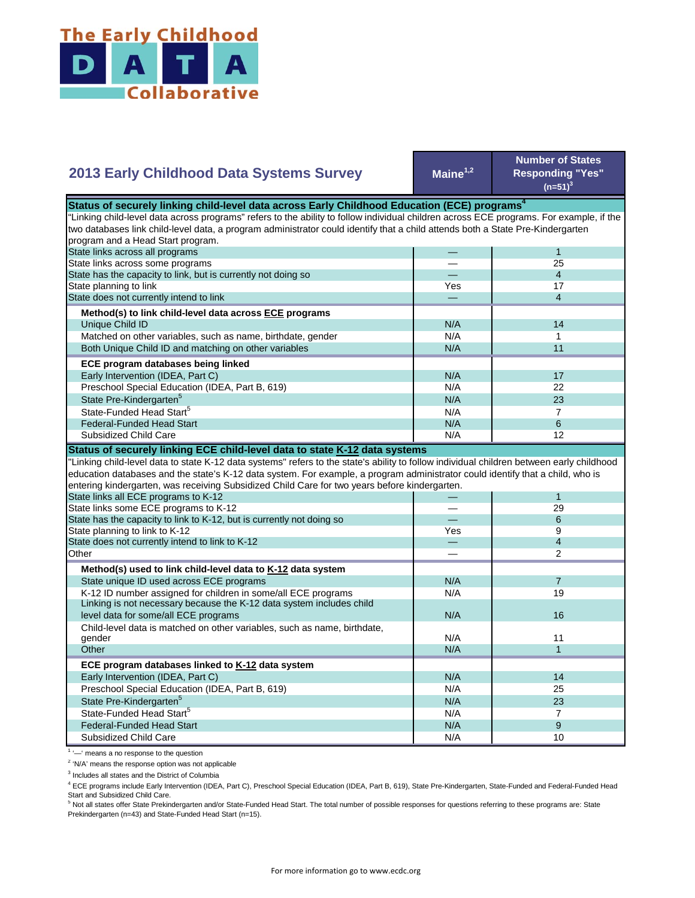The Early Childhood DATA Collaborative

## 2013 Early Childhood Data Systems Survey

| | Maine[1,2] | Number of States Responding "Yes" (n=51)[3] |
|---|---|---|
| **Status of securely linking child-level data across Early Childhood Education (ECE) programs[4]** | | |
| "Linking child-level data across programs" refers to the ability to follow individual children across ECE programs. For example, if the two databases link child-level data, a program administrator could identify that a child attends both a State Pre-Kindergarten program and a Head Start program. | | |
| State links across all programs | — | 1 |
| State links across some programs | — | 25 |
| State has the capacity to link, but is currently not doing so | — | 4 |
| State planning to link | Yes | 17 |
| State does not currently intend to link | — | 4 |
| **Method(s) to link child-level data across ECE programs** | | |
| Unique Child ID | N/A | 14 |
| Matched on other variables, such as name, birthdate, gender | N/A | 1 |
| Both Unique Child ID and matching on other variables | N/A | 11 |
| **ECE program databases being linked** | | |
| Early Intervention (IDEA, Part C) | N/A | 17 |
| Preschool Special Education (IDEA, Part B, 619) | N/A | 22 |
| State Pre-Kindergarten[5] | N/A | 23 |
| State-Funded Head Start[5] | N/A | 7 |
| Federal-Funded Head Start | N/A | 6 |
| Subsidized Child Care | N/A | 12 |
| **Status of securely linking ECE child-level data to state K-12 data systems** | | |
| "Linking child-level data to state K-12 data systems" refers to the state's ability to follow individual children between early childhood education databases and the state's K-12 data system. For example, a program administrator could identify that a child, who is entering kindergarten, was receiving Subsidized Child Care for two years before kindergarten. | | |
| State links all ECE programs to K-12 | — | 1 |
| State links some ECE programs to K-12 | — | 29 |
| State has the capacity to link to K-12, but is currently not doing so | — | 6 |
| State planning to link to K-12 | Yes | 9 |
| State does not currently intend to link to K-12 | — | 4 |
| Other | — | 2 |
| **Method(s) used to link child-level data to K-12 data system** | | |
| State unique ID used across ECE programs | N/A | 7 |
| K-12 ID number assigned for children in some/all ECE programs | N/A | 19 |
| Linking is not necessary because the K-12 data system includes child level data for some/all ECE programs | N/A | 16 |
| Child-level data is matched on other variables, such as name, birthdate, gender | N/A | 11 |
| Other | N/A | 1 |
| **ECE program databases linked to K-12 data system** | | |
| Early Intervention (IDEA, Part C) | N/A | 14 |
| Preschool Special Education (IDEA, Part B, 619) | N/A | 25 |
| State Pre-Kindergarten[5] | N/A | 23 |
| State-Funded Head Start[5] | N/A | 7 |
| Federal-Funded Head Start | N/A | 9 |
| Subsidized Child Care | N/A | 10 |

[1] '—' means a no response to the question

[2] 'N/A' means the response option was not applicable

[3] Includes all states and the District of Columbia

[4] ECE programs include Early Intervention (IDEA, Part C), Preschool Special Education (IDEA, Part B, 619), State Pre-Kindergarten, State-Funded and Federal-Funded Head Start and Subsidized Child Care.

[5] Not all states offer State Prekindergarten and/or State-Funded Head Start. The total number of possible responses for questions referring to these programs are: State Prekindergarten (n=43) and State-Funded Head Start (n=15).

For more information go to www.ecdc.org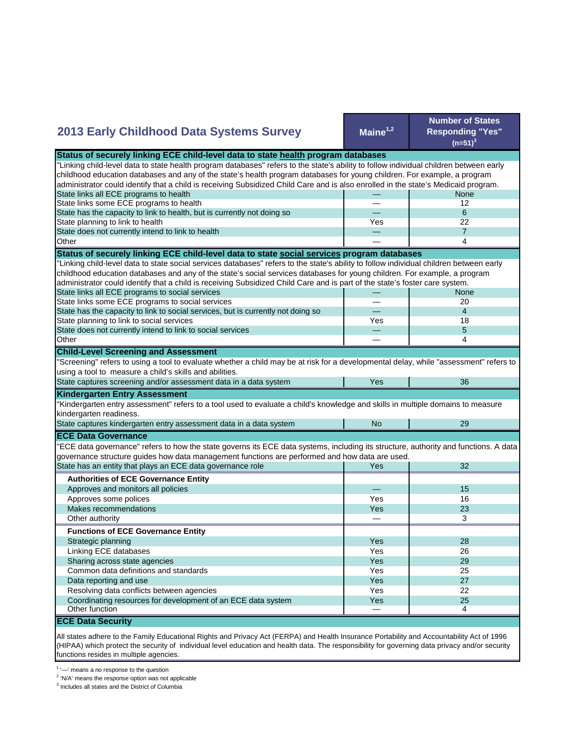| 2013 Early Childhood Data Systems Survey | Maine[1,2] | Number of States Responding "Yes" (n=51)[3] |
|---|---|---|
| **Status of securely linking ECE child-level data to state health program databases** | | |
| "Linking child-level data to state health program databases" refers to the state's ability to follow individual children between early childhood education databases and any of the state's health program databases for young children. For example, a program administrator could identify that a child is receiving Subsidized Child Care and is also enrolled in the state's Medicaid program. | | |
| State links all ECE programs to health | — | None |
| State links some ECE programs to health | — | 12 |
| State has the capacity to link to health, but is currently not doing so | — | 6 |
| State planning to link to health | Yes | 22 |
| State does not currently intend to link to health | — | 7 |
| Other | — | 4 |
| **Status of securely linking ECE child-level data to state social services program databases** | | |
| "Linking child-level data to state social services databases" refers to the state's ability to follow individual children between early childhood education databases and any of the state's social services databases for young children. For example, a program administrator could identify that a child is receiving Subsidized Child Care and is part of the state's foster care system. | | |
| State links all ECE programs to social services | — | None |
| State links some ECE programs to social services | — | 20 |
| State has the capacity to link to social services, but is currently not doing so | — | 4 |
| State planning to link to social services | Yes | 18 |
| State does not currently intend to link to social services | — | 5 |
| Other | — | 4 |
| **Child-Level Screening and Assessment** | | |
| "Screening" refers to using a tool to evaluate whether a child may be at risk for a developmental delay, while "assessment" refers to using a tool to measure a child's skills and abilities. | | |
| State captures screening and/or assessment data in a data system | Yes | 36 |
| **Kindergarten Entry Assessment** | | |
| "Kindergarten entry assessment" refers to a tool used to evaluate a child's knowledge and skills in multiple domains to measure kindergarten readiness. | | |
| State captures kindergarten entry assessment data in a data system | No | 29 |
| **ECE Data Governance** | | |
| "ECE data governance" refers to how the state governs its ECE data systems, including its structure, authority and functions. A data governance structure guides how data management functions are performed and how data are used. | | |
| State has an entity that plays an ECE data governance role | Yes | 32 |
| **Authorities of ECE Governance Entity** | | |
| Approves and monitors all policies | — | 15 |
| Approves some polices | Yes | 16 |
| Makes recommendations | Yes | 23 |
| Other authority | — | 3 |
| **Functions of ECE Governance Entity** | | |
| Strategic planning | Yes | 28 |
| Linking ECE databases | Yes | 26 |
| Sharing across state agencies | Yes | 29 |
| Common data definitions and standards | Yes | 25 |
| Data reporting and use | Yes | 27 |
| Resolving data conflicts between agencies | Yes | 22 |
| Coordinating resources for development of an ECE data system | Yes | 25 |
| Other function | — | 4 |
| **ECE Data Security** | | |
| All states adhere to the Family Educational Rights and Privacy Act (FERPA) and Health Insurance Portability and Accountability Act of 1996 (HIPAA) which protect the security of individual level education and health data. The responsibility for governing data privacy and/or security functions resides in multiple agencies. | | |

[1] '—' means a no response to the question

[2] 'N/A' means the response option was not applicable

[3] Includes all states and the District of Columbia